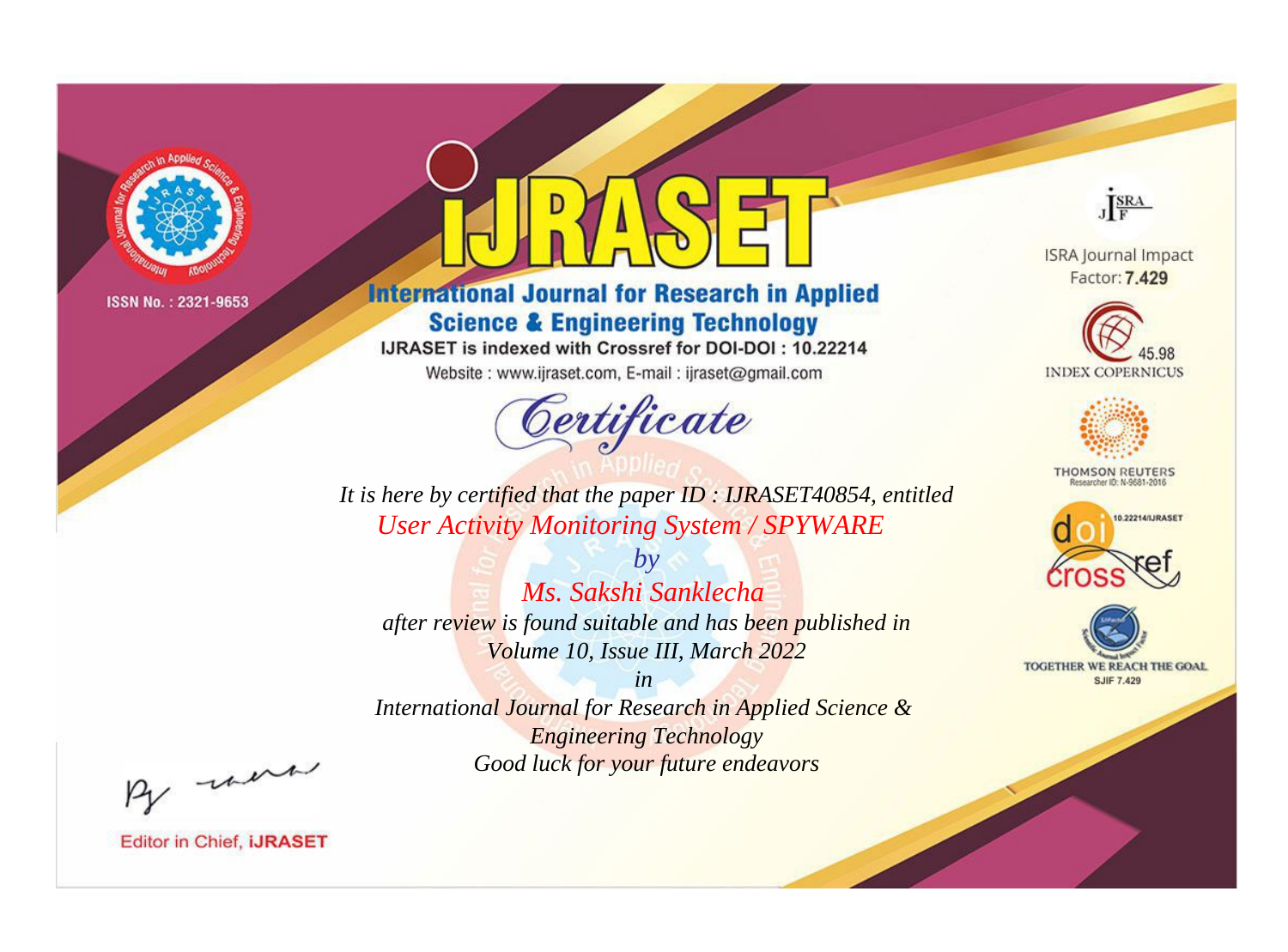ISSN No. : 2321-9653

# IJRASET

## International Journal for Research in Applied Science & Engineering Technology

IJRASET is indexed with Crossref for DOI-DOI : 10.22214

Website : www.ijraset.com, E-mail : ijraset@gmail.com

ISRA Journal Impact Factor: **7.429**

45.98 INDEX COPERNICUS

THOMSON REUTERS Researcher ID: N-9681-2016

10.22214/IJRASET

TOGETHER WE REACH THE GOAL SJIF 7.429

# *Certificate*

*It is here by certified that the paper ID : IJRASET40854, entitled*

*User Activity Monitoring System / SPYWARE*

*by*

*Ms. Sakshi Sanklecha*

*after review is found suitable and has been published in*

*Volume 10, Issue III, March 2022*

*in*

*International Journal for Research in Applied Science & Engineering Technology*

*Good luck for your future endeavors*

Editor in Chief, **IJRASET**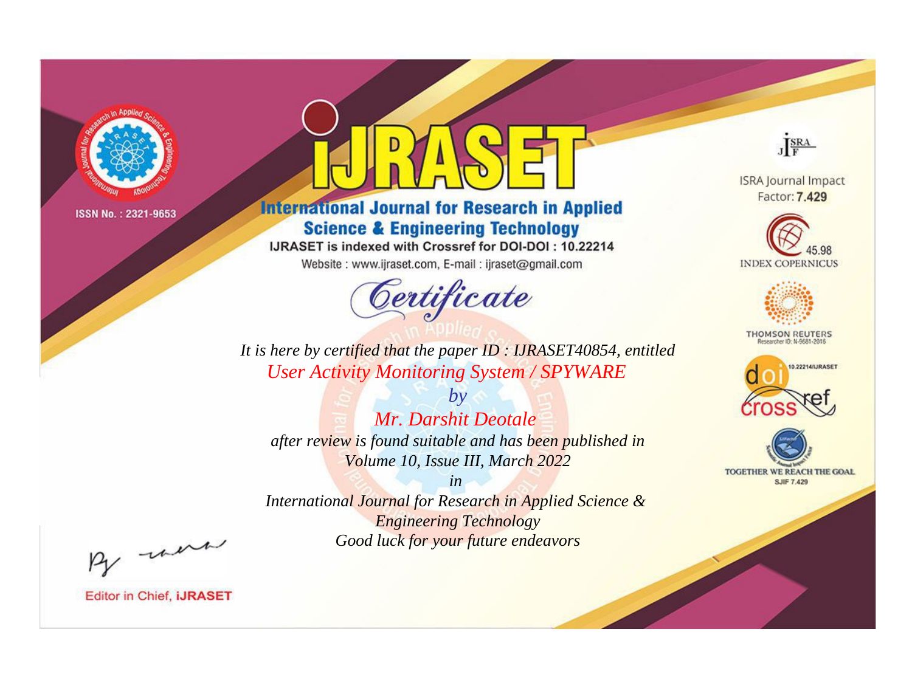ISSN No. : 2321-9653

# IJRASET

## International Journal for Research in Applied Science & Engineering Technology

IJRASET is indexed with Crossref for DOI-DOI : 10.22214

Website : www.ijraset.com, E-mail : ijraset@gmail.com

## Certificate

*It is here by certified that the paper ID : IJRASET40854, entitled*

*User Activity Monitoring System / SPYWARE*

*by*

*Mr. Darshit Deotale*

*after review is found suitable and has been published in*

*Volume 10, Issue III, March 2022*

*in*

*International Journal for Research in Applied Science & Engineering Technology*

*Good luck for your future endeavors*

ISRA Journal Impact Factor: **7.429**

45.98 INDEX COPERNICUS

THOMSON REUTERS Researcher ID: N-9681-2016

10.22214/IJRASET

TOGETHER WE REACH THE GOAL SJIF 7.429

Editor in Chief, **IJRASET**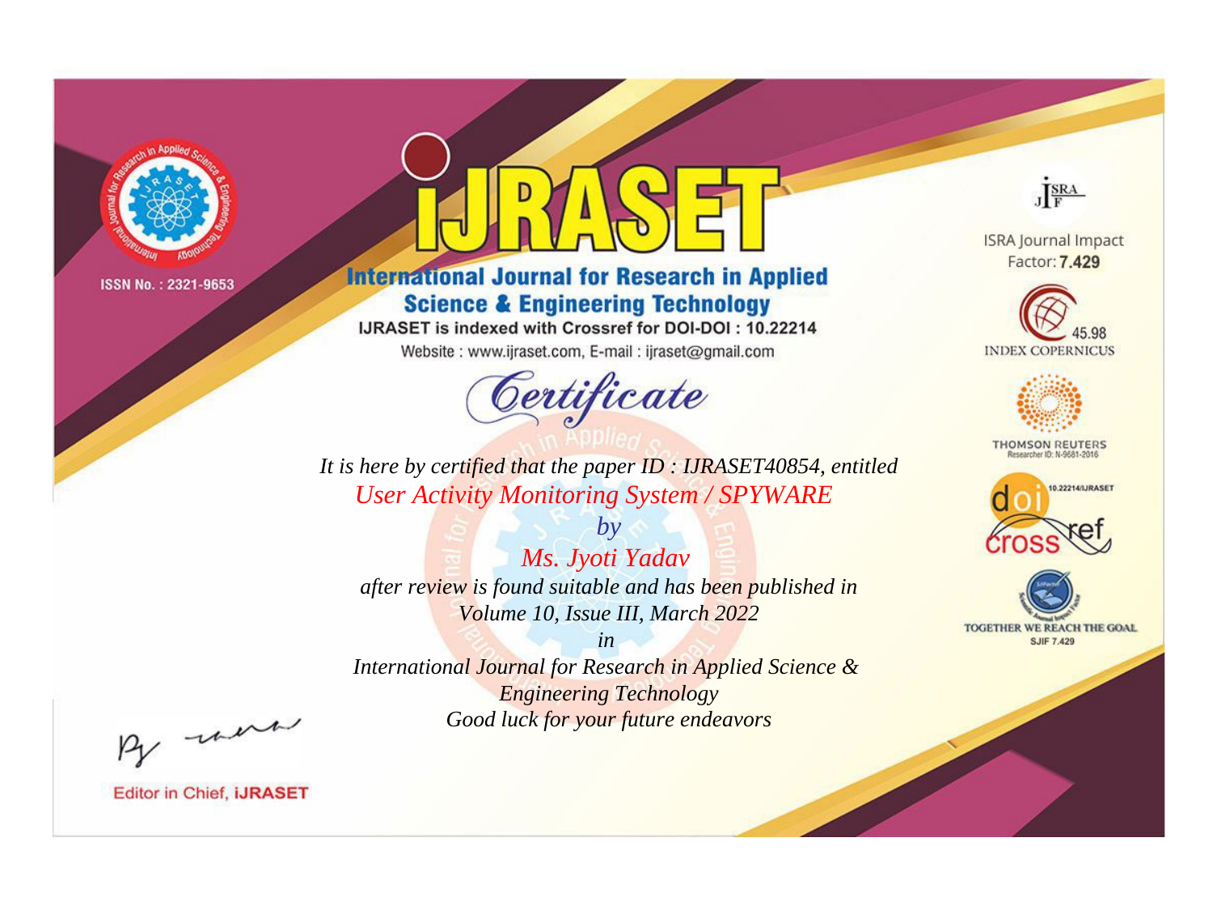ISSN No. : 2321-9653

# iJRASET

## International Journal for Research in Applied Science & Engineering Technology

IJRASET is indexed with Crossref for DOI-DOI : 10.22214

Website : www.ijraset.com, E-mail : ijraset@gmail.com

ISRA Journal Impact Factor: **7.429**

45.98 INDEX COPERNICUS

THOMSON REUTERS Researcher ID: N-9681-2016

10.22214/IJRASET

TOGETHER WE REACH THE GOAL SJIF 7.429

*Certificate*

*It is here by certified that the paper ID : IJRASET40854, entitled*

*User Activity Monitoring System / SPYWARE*

*by*

*Ms. Jyoti Yadav*

*after review is found suitable and has been published in*

*Volume 10, Issue III, March 2022*

*in*

*International Journal for Research in Applied Science & Engineering Technology*

*Good luck for your future endeavors*

Editor in Chief, **iJRASET**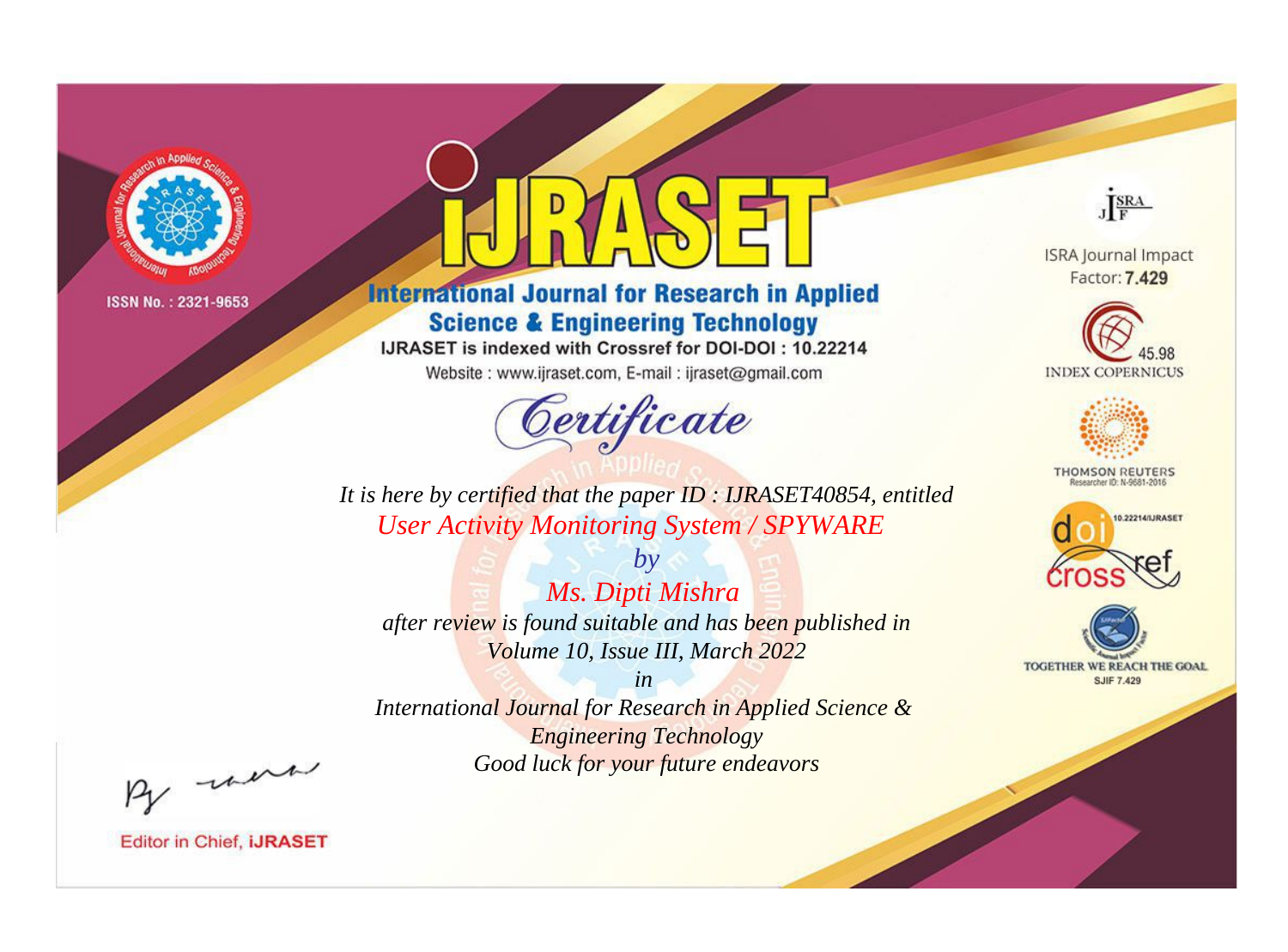ISSN No. : 2321-9653

# iJRASET

## International Journal for Research in Applied Science & Engineering Technology

IJRASET is indexed with Crossref for DOI-DOI : 10.22214

Website : www.ijraset.com, E-mail : ijraset@gmail.com

*Certificate*

*It is here by certified that the paper ID : IJRASET40854, entitled*

*User Activity Monitoring System / SPYWARE*

*by*

*Ms. Dipti Mishra*

*after review is found suitable and has been published in*

*Volume 10, Issue III, March 2022*

*in*

*International Journal for Research in Applied Science & Engineering Technology*

*Good luck for your future endeavors*

ISRA Journal Impact Factor: **7.429**

45.98 INDEX COPERNICUS

THOMSON REUTERS Researcher ID: N-9681-2016

10.22214/IJRASET

TOGETHER WE REACH THE GOAL SJIF 7.429

Editor in Chief, **iJRASET**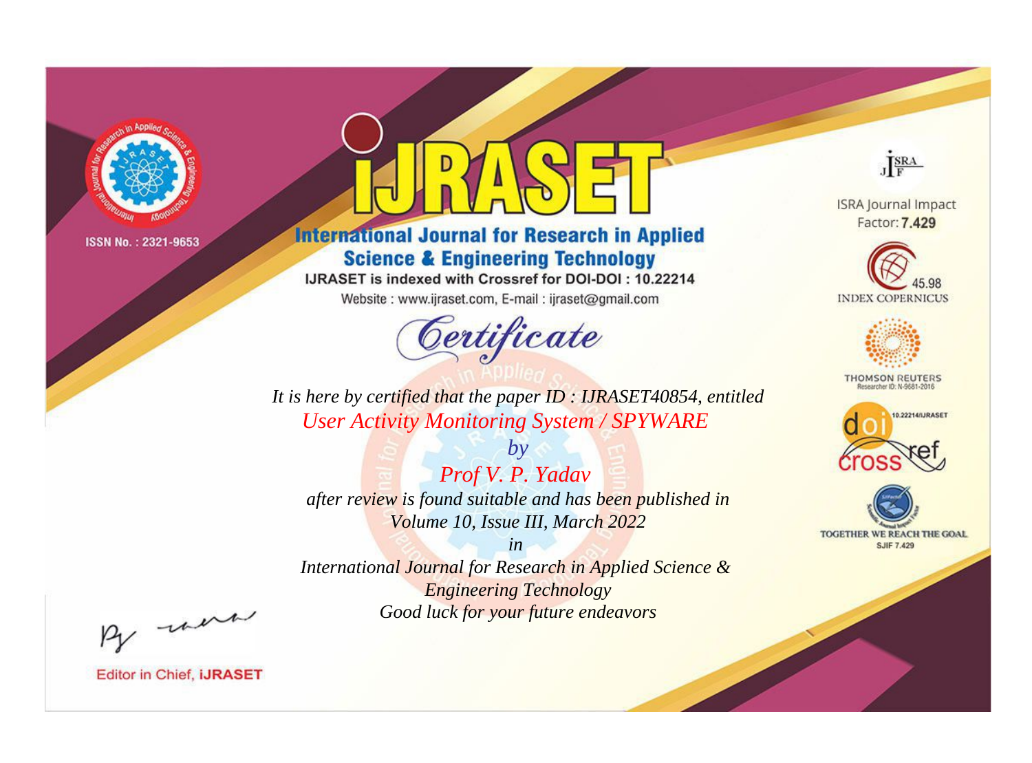ISSN No. : 2321-9653

# IJRASET

## International Journal for Research in Applied Science & Engineering Technology

IJRASET is indexed with Crossref for DOI-DOI : 10.22214

Website : www.ijraset.com, E-mail : ijraset@gmail.com

ISRA Journal Impact Factor: **7.429**

45.98 INDEX COPERNICUS

THOMSON REUTERS Researcher ID: N-9681-2016

10.22214/IJRASET

TOGETHER WE REACH THE GOAL SJIF 7.429

*Certificate*

*It is here by certified that the paper ID : IJRASET40854, entitled*

*User Activity Monitoring System / SPYWARE*

*by*

*Prof V. P. Yadav*

*after review is found suitable and has been published in*

*Volume 10, Issue III, March 2022*

*in*

*International Journal for Research in Applied Science & Engineering Technology*

*Good luck for your future endeavors*

Editor in Chief, **iJRASET**